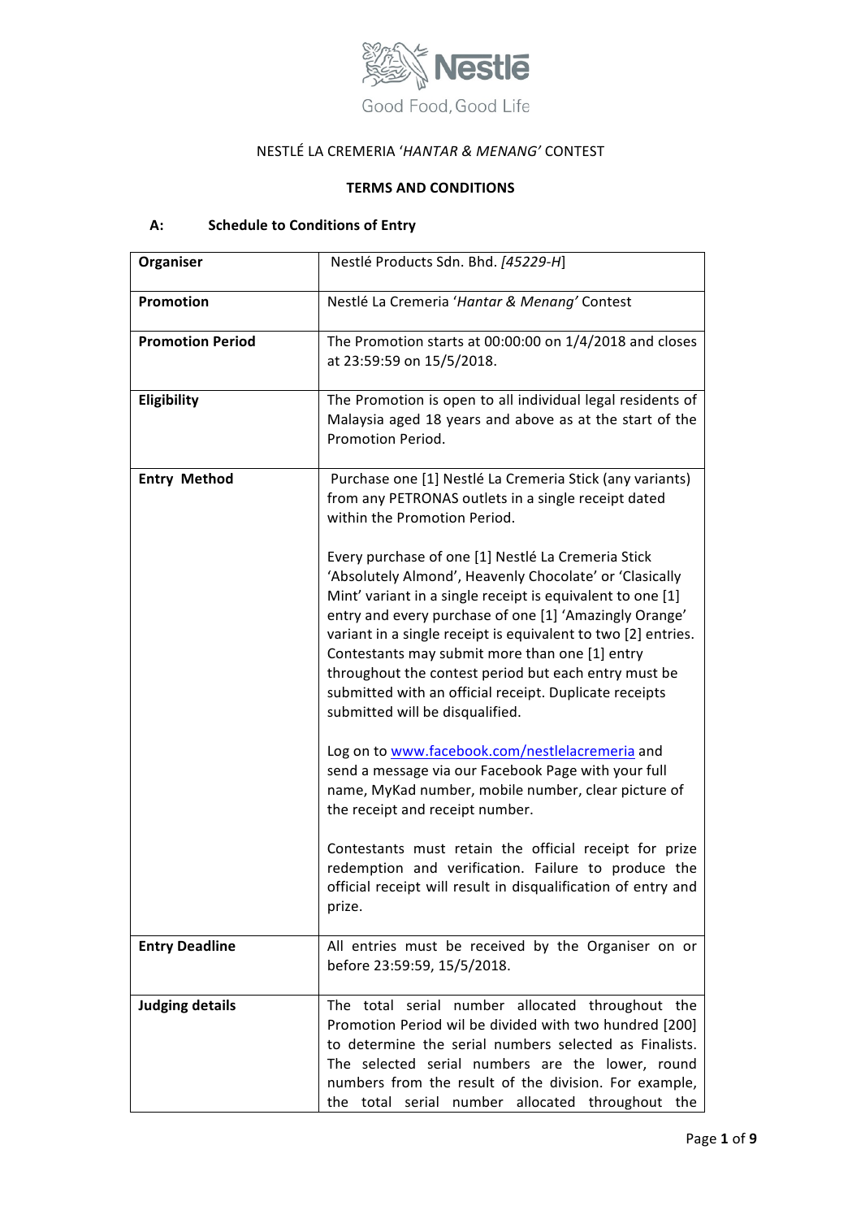Nestlé

Good Food, Good Life

NESTLÉ LA CREMERIA '*HANTAR & MENANG'* CONTEST

**TERMS AND CONDITIONS**

## A: Schedule to Conditions of Entry

| | |
|---|---|
| **Organiser** | Nestlé Products Sdn. Bhd. *[45229-H*] |
| **Promotion** | Nestlé La Cremeria '*Hantar & Menang'* Contest |
| **Promotion Period** | The Promotion starts at 00:00:00 on 1/4/2018 and closes at 23:59:59 on 15/5/2018. |
| **Eligibility** | The Promotion is open to all individual legal residents of Malaysia aged 18 years and above as at the start of the Promotion Period. |
| **Entry Method** | Purchase one [1] Nestlé La Cremeria Stick (any variants) from any PETRONAS outlets in a single receipt dated within the Promotion Period.<br><br>Every purchase of one [1] Nestlé La Cremeria Stick 'Absolutely Almond', Heavenly Chocolate' or 'Clasically Mint' variant in a single receipt is equivalent to one [1] entry and every purchase of one [1] 'Amazingly Orange' variant in a single receipt is equivalent to two [2] entries. Contestants may submit more than one [1] entry throughout the contest period but each entry must be submitted with an official receipt. Duplicate receipts submitted will be disqualified.<br><br>Log on to www.facebook.com/nestlelacremeria and send a message via our Facebook Page with your full name, MyKad number, mobile number, clear picture of the receipt and receipt number.<br><br>Contestants must retain the official receipt for prize redemption and verification. Failure to produce the official receipt will result in disqualification of entry and prize. |
| **Entry Deadline** | All entries must be received by the Organiser on or before 23:59:59, 15/5/2018. |
| **Judging details** | The total serial number allocated throughout the Promotion Period wil be divided with two hundred [200] to determine the serial numbers selected as Finalists. The selected serial numbers are the lower, round numbers from the result of the division. For example, the total serial number allocated throughout the |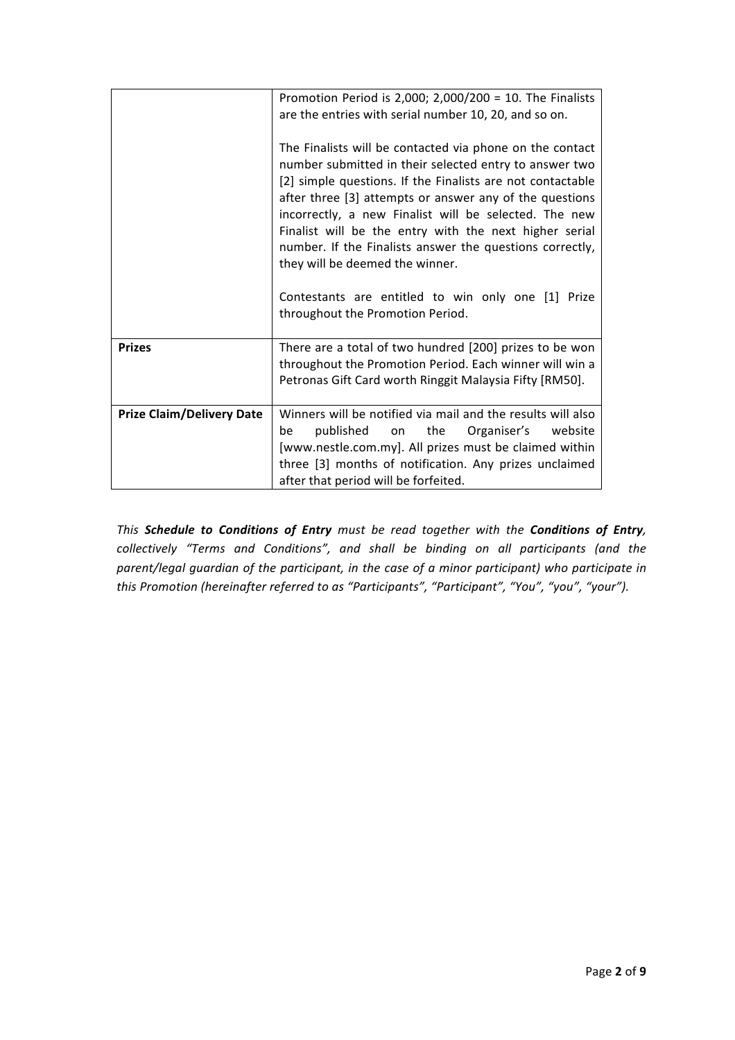| | |
|---|---|
| | Promotion Period is 2,000; 2,000/200 = 10. The Finalists are the entries with serial number 10, 20, and so on.<br><br>The Finalists will be contacted via phone on the contact number submitted in their selected entry to answer two [2] simple questions. If the Finalists are not contactable after three [3] attempts or answer any of the questions incorrectly, a new Finalist will be selected. The new Finalist will be the entry with the next higher serial number. If the Finalists answer the questions correctly, they will be deemed the winner.<br><br>Contestants are entitled to win only one [1] Prize throughout the Promotion Period. |
| **Prizes** | There are a total of two hundred [200] prizes to be won throughout the Promotion Period. Each winner will win a Petronas Gift Card worth Ringgit Malaysia Fifty [RM50]. |
| **Prize Claim/Delivery Date** | Winners will be notified via mail and the results will also be published on the Organiser's website [www.nestle.com.my]. All prizes must be claimed within three [3] months of notification. Any prizes unclaimed after that period will be forfeited. |

*This **Schedule to Conditions of Entry** must be read together with the **Conditions of Entry**, collectively "Terms and Conditions", and shall be binding on all participants (and the parent/legal guardian of the participant, in the case of a minor participant) who participate in this Promotion (hereinafter referred to as "Participants", "Participant", "You", "you", "your").*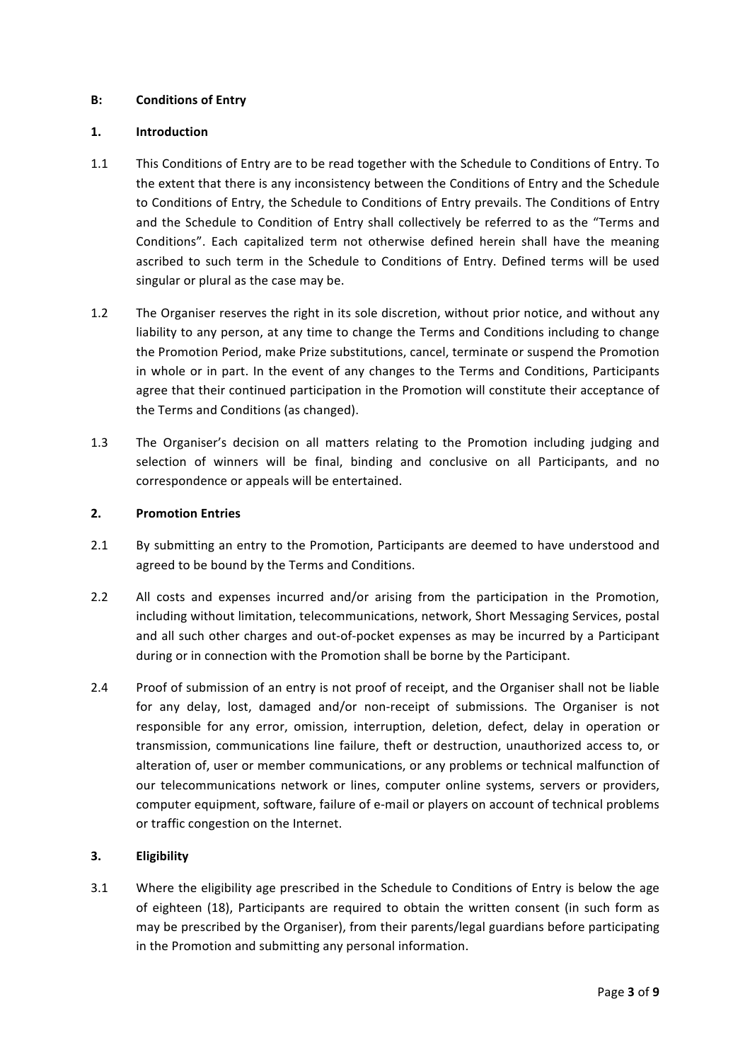**B: Conditions of Entry**

**1. Introduction**

1.1 This Conditions of Entry are to be read together with the Schedule to Conditions of Entry. To the extent that there is any inconsistency between the Conditions of Entry and the Schedule to Conditions of Entry, the Schedule to Conditions of Entry prevails. The Conditions of Entry and the Schedule to Condition of Entry shall collectively be referred to as the "Terms and Conditions". Each capitalized term not otherwise defined herein shall have the meaning ascribed to such term in the Schedule to Conditions of Entry. Defined terms will be used singular or plural as the case may be.

1.2 The Organiser reserves the right in its sole discretion, without prior notice, and without any liability to any person, at any time to change the Terms and Conditions including to change the Promotion Period, make Prize substitutions, cancel, terminate or suspend the Promotion in whole or in part. In the event of any changes to the Terms and Conditions, Participants agree that their continued participation in the Promotion will constitute their acceptance of the Terms and Conditions (as changed).

1.3 The Organiser's decision on all matters relating to the Promotion including judging and selection of winners will be final, binding and conclusive on all Participants, and no correspondence or appeals will be entertained.

**2. Promotion Entries**

2.1 By submitting an entry to the Promotion, Participants are deemed to have understood and agreed to be bound by the Terms and Conditions.

2.2 All costs and expenses incurred and/or arising from the participation in the Promotion, including without limitation, telecommunications, network, Short Messaging Services, postal and all such other charges and out-of-pocket expenses as may be incurred by a Participant during or in connection with the Promotion shall be borne by the Participant.

2.4 Proof of submission of an entry is not proof of receipt, and the Organiser shall not be liable for any delay, lost, damaged and/or non-receipt of submissions. The Organiser is not responsible for any error, omission, interruption, deletion, defect, delay in operation or transmission, communications line failure, theft or destruction, unauthorized access to, or alteration of, user or member communications, or any problems or technical malfunction of our telecommunications network or lines, computer online systems, servers or providers, computer equipment, software, failure of e-mail or players on account of technical problems or traffic congestion on the Internet.

**3. Eligibility**

3.1 Where the eligibility age prescribed in the Schedule to Conditions of Entry is below the age of eighteen (18), Participants are required to obtain the written consent (in such form as may be prescribed by the Organiser), from their parents/legal guardians before participating in the Promotion and submitting any personal information.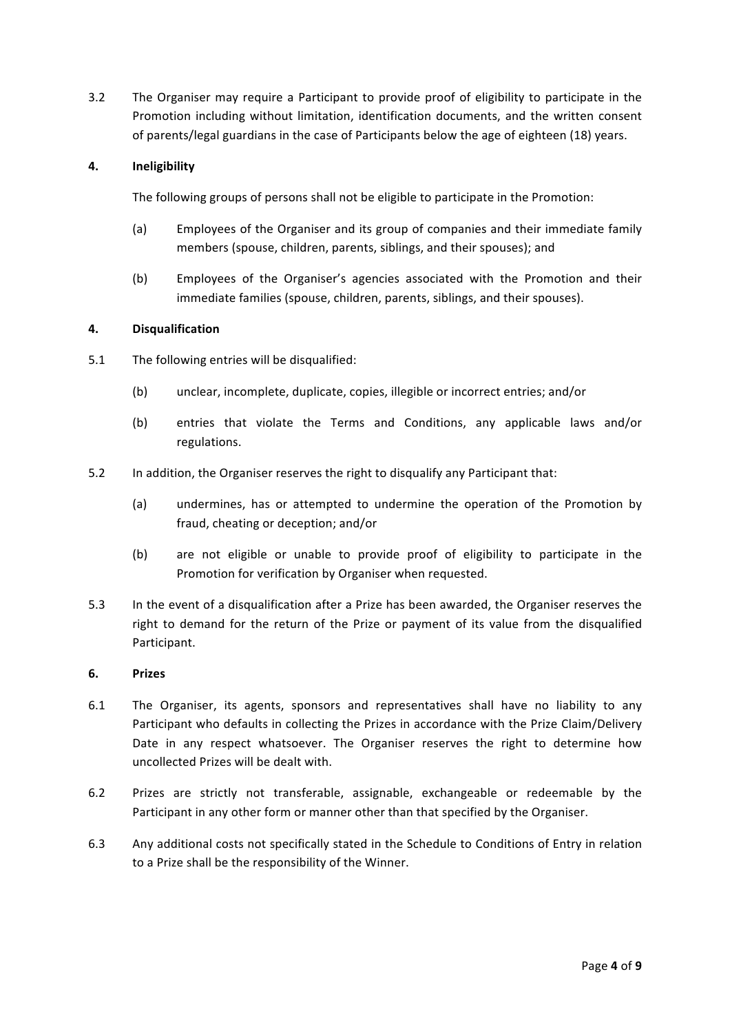3.2 The Organiser may require a Participant to provide proof of eligibility to participate in the Promotion including without limitation, identification documents, and the written consent of parents/legal guardians in the case of Participants below the age of eighteen (18) years.

**4. Ineligibility**

The following groups of persons shall not be eligible to participate in the Promotion:

(a) Employees of the Organiser and its group of companies and their immediate family members (spouse, children, parents, siblings, and their spouses); and

(b) Employees of the Organiser's agencies associated with the Promotion and their immediate families (spouse, children, parents, siblings, and their spouses).

**4. Disqualification**

5.1 The following entries will be disqualified:

(b) unclear, incomplete, duplicate, copies, illegible or incorrect entries; and/or

(b) entries that violate the Terms and Conditions, any applicable laws and/or regulations.

5.2 In addition, the Organiser reserves the right to disqualify any Participant that:

(a) undermines, has or attempted to undermine the operation of the Promotion by fraud, cheating or deception; and/or

(b) are not eligible or unable to provide proof of eligibility to participate in the Promotion for verification by Organiser when requested.

5.3 In the event of a disqualification after a Prize has been awarded, the Organiser reserves the right to demand for the return of the Prize or payment of its value from the disqualified Participant.

**6. Prizes**

6.1 The Organiser, its agents, sponsors and representatives shall have no liability to any Participant who defaults in collecting the Prizes in accordance with the Prize Claim/Delivery Date in any respect whatsoever. The Organiser reserves the right to determine how uncollected Prizes will be dealt with.

6.2 Prizes are strictly not transferable, assignable, exchangeable or redeemable by the Participant in any other form or manner other than that specified by the Organiser.

6.3 Any additional costs not specifically stated in the Schedule to Conditions of Entry in relation to a Prize shall be the responsibility of the Winner.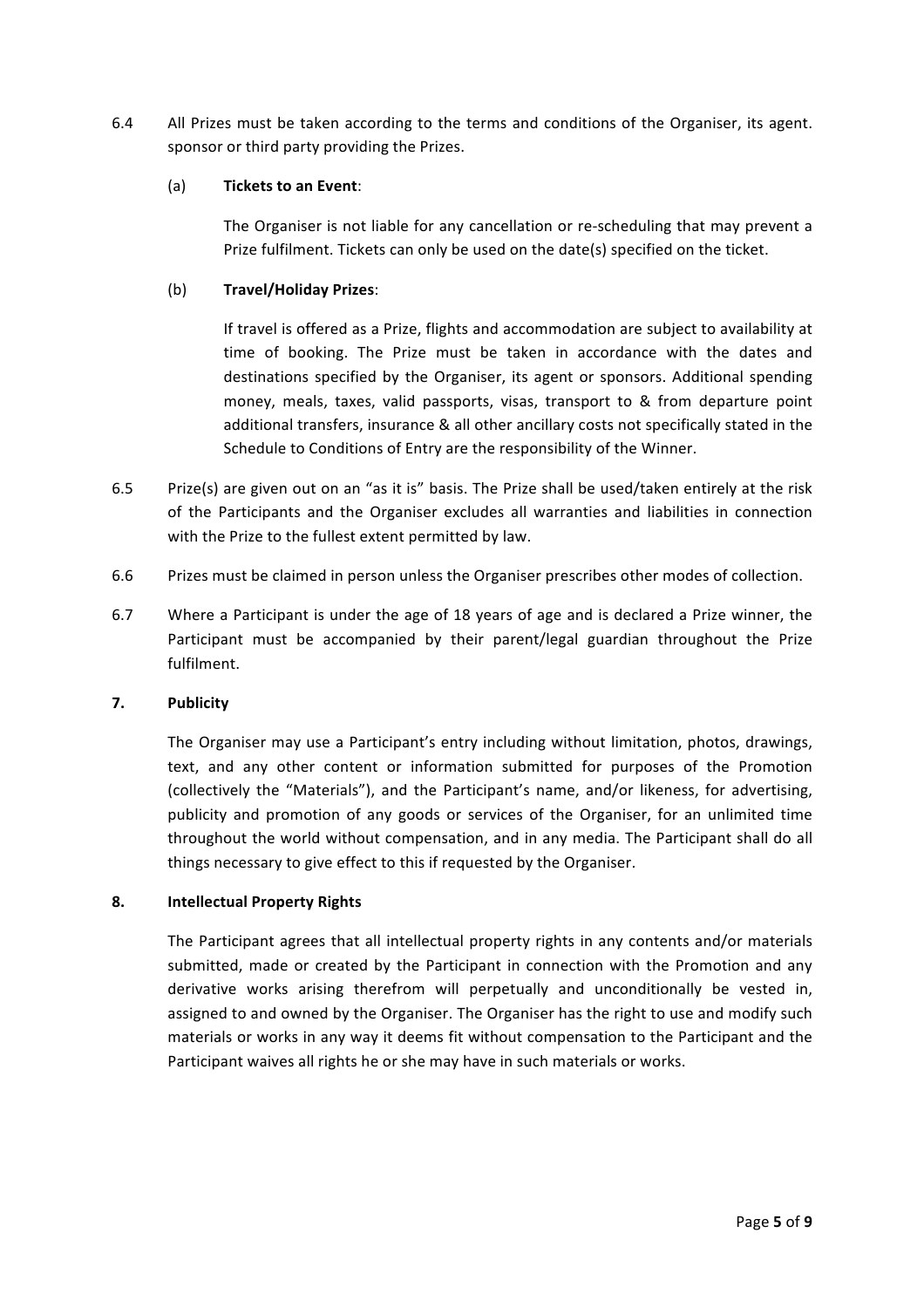6.4 All Prizes must be taken according to the terms and conditions of the Organiser, its agent. sponsor or third party providing the Prizes.

(a) **Tickets to an Event**:

The Organiser is not liable for any cancellation or re-scheduling that may prevent a Prize fulfilment. Tickets can only be used on the date(s) specified on the ticket.

(b) **Travel/Holiday Prizes**:

If travel is offered as a Prize, flights and accommodation are subject to availability at time of booking. The Prize must be taken in accordance with the dates and destinations specified by the Organiser, its agent or sponsors. Additional spending money, meals, taxes, valid passports, visas, transport to & from departure point additional transfers, insurance & all other ancillary costs not specifically stated in the Schedule to Conditions of Entry are the responsibility of the Winner.

6.5 Prize(s) are given out on an "as it is" basis. The Prize shall be used/taken entirely at the risk of the Participants and the Organiser excludes all warranties and liabilities in connection with the Prize to the fullest extent permitted by law.

6.6 Prizes must be claimed in person unless the Organiser prescribes other modes of collection.

6.7 Where a Participant is under the age of 18 years of age and is declared a Prize winner, the Participant must be accompanied by their parent/legal guardian throughout the Prize fulfilment.

## 7. Publicity

The Organiser may use a Participant's entry including without limitation, photos, drawings, text, and any other content or information submitted for purposes of the Promotion (collectively the "Materials"), and the Participant's name, and/or likeness, for advertising, publicity and promotion of any goods or services of the Organiser, for an unlimited time throughout the world without compensation, and in any media. The Participant shall do all things necessary to give effect to this if requested by the Organiser.

## 8. Intellectual Property Rights

The Participant agrees that all intellectual property rights in any contents and/or materials submitted, made or created by the Participant in connection with the Promotion and any derivative works arising therefrom will perpetually and unconditionally be vested in, assigned to and owned by the Organiser. The Organiser has the right to use and modify such materials or works in any way it deems fit without compensation to the Participant and the Participant waives all rights he or she may have in such materials or works.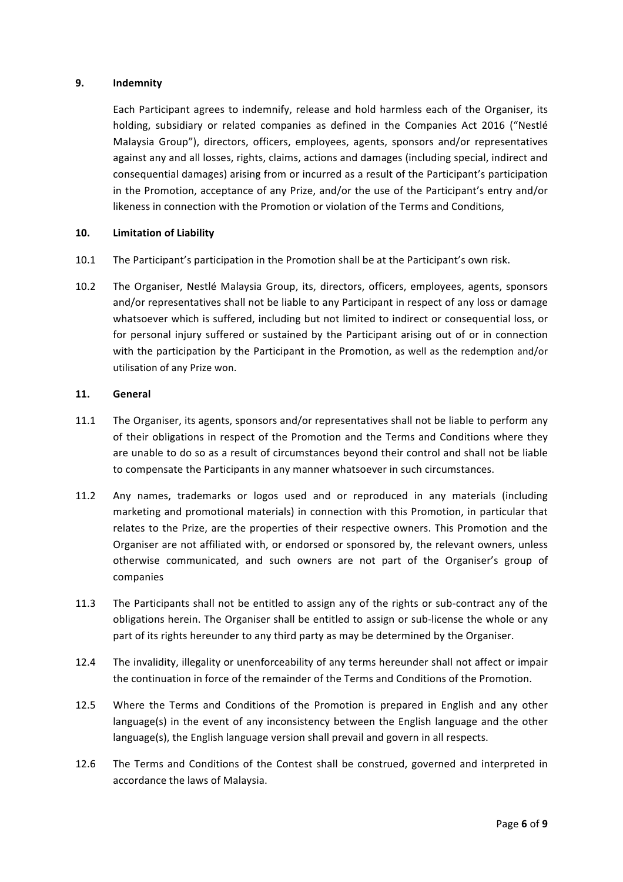## 9. Indemnity

Each Participant agrees to indemnify, release and hold harmless each of the Organiser, its holding, subsidiary or related companies as defined in the Companies Act 2016 ("Nestlé Malaysia Group"), directors, officers, employees, agents, sponsors and/or representatives against any and all losses, rights, claims, actions and damages (including special, indirect and consequential damages) arising from or incurred as a result of the Participant's participation in the Promotion, acceptance of any Prize, and/or the use of the Participant's entry and/or likeness in connection with the Promotion or violation of the Terms and Conditions,

## 10. Limitation of Liability

10.1 The Participant's participation in the Promotion shall be at the Participant's own risk.

10.2 The Organiser, Nestlé Malaysia Group, its, directors, officers, employees, agents, sponsors and/or representatives shall not be liable to any Participant in respect of any loss or damage whatsoever which is suffered, including but not limited to indirect or consequential loss, or for personal injury suffered or sustained by the Participant arising out of or in connection with the participation by the Participant in the Promotion, as well as the redemption and/or utilisation of any Prize won.

## 11. General

11.1 The Organiser, its agents, sponsors and/or representatives shall not be liable to perform any of their obligations in respect of the Promotion and the Terms and Conditions where they are unable to do so as a result of circumstances beyond their control and shall not be liable to compensate the Participants in any manner whatsoever in such circumstances.

11.2 Any names, trademarks or logos used and or reproduced in any materials (including marketing and promotional materials) in connection with this Promotion, in particular that relates to the Prize, are the properties of their respective owners. This Promotion and the Organiser are not affiliated with, or endorsed or sponsored by, the relevant owners, unless otherwise communicated, and such owners are not part of the Organiser's group of companies

11.3 The Participants shall not be entitled to assign any of the rights or sub-contract any of the obligations herein. The Organiser shall be entitled to assign or sub-license the whole or any part of its rights hereunder to any third party as may be determined by the Organiser.

12.4 The invalidity, illegality or unenforceability of any terms hereunder shall not affect or impair the continuation in force of the remainder of the Terms and Conditions of the Promotion.

12.5 Where the Terms and Conditions of the Promotion is prepared in English and any other language(s) in the event of any inconsistency between the English language and the other language(s), the English language version shall prevail and govern in all respects.

12.6 The Terms and Conditions of the Contest shall be construed, governed and interpreted in accordance the laws of Malaysia.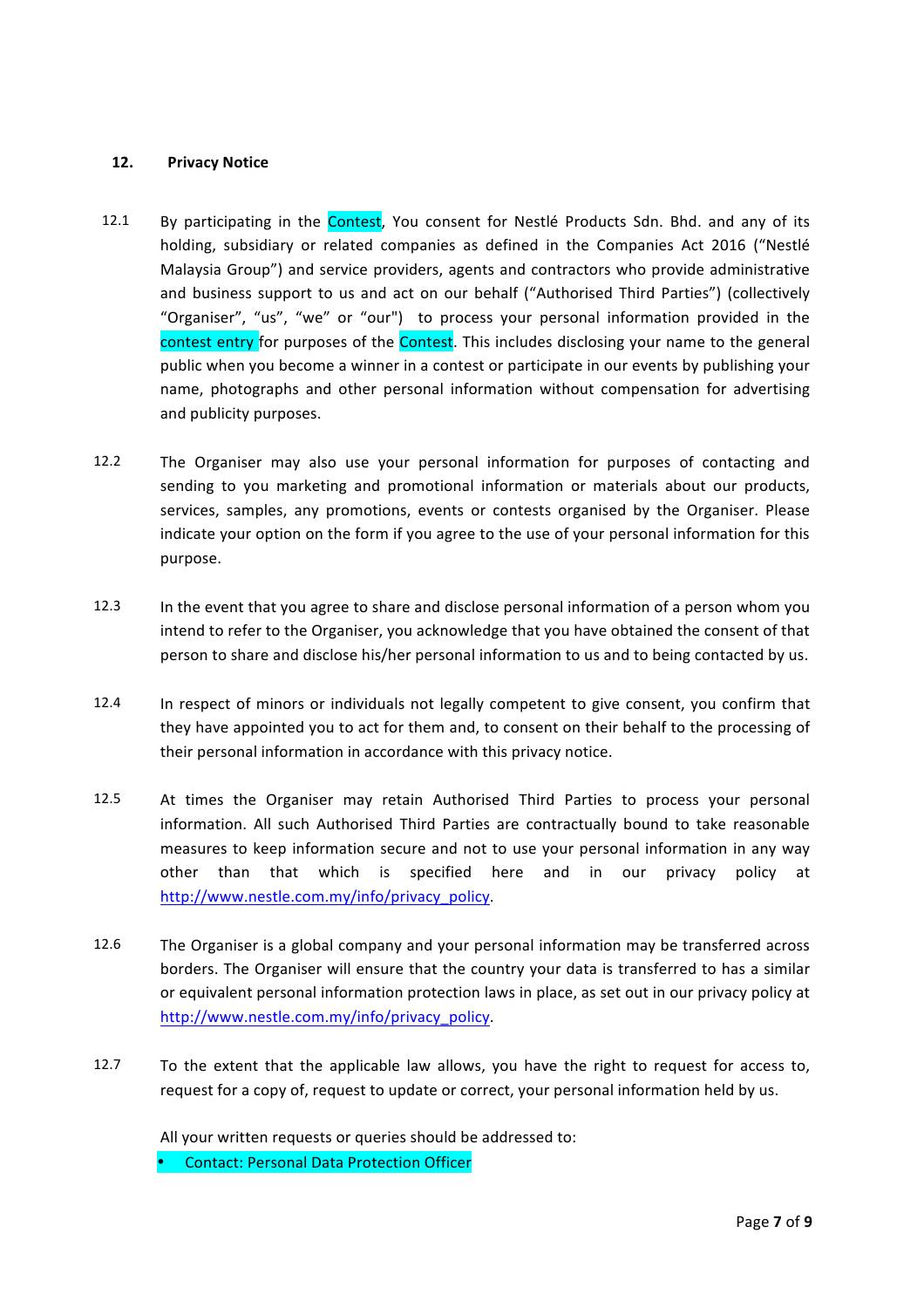## 12. Privacy Notice

12.1 By participating in the Contest, You consent for Nestlé Products Sdn. Bhd. and any of its holding, subsidiary or related companies as defined in the Companies Act 2016 ("Nestlé Malaysia Group") and service providers, agents and contractors who provide administrative and business support to us and act on our behalf ("Authorised Third Parties") (collectively "Organiser", "us", "we" or "our") to process your personal information provided in the contest entry for purposes of the Contest. This includes disclosing your name to the general public when you become a winner in a contest or participate in our events by publishing your name, photographs and other personal information without compensation for advertising and publicity purposes.

12.2 The Organiser may also use your personal information for purposes of contacting and sending to you marketing and promotional information or materials about our products, services, samples, any promotions, events or contests organised by the Organiser. Please indicate your option on the form if you agree to the use of your personal information for this purpose.

12.3 In the event that you agree to share and disclose personal information of a person whom you intend to refer to the Organiser, you acknowledge that you have obtained the consent of that person to share and disclose his/her personal information to us and to being contacted by us.

12.4 In respect of minors or individuals not legally competent to give consent, you confirm that they have appointed you to act for them and, to consent on their behalf to the processing of their personal information in accordance with this privacy notice.

12.5 At times the Organiser may retain Authorised Third Parties to process your personal information. All such Authorised Third Parties are contractually bound to take reasonable measures to keep information secure and not to use your personal information in any way other than that which is specified here and in our privacy policy at http://www.nestle.com.my/info/privacy_policy.

12.6 The Organiser is a global company and your personal information may be transferred across borders. The Organiser will ensure that the country your data is transferred to has a similar or equivalent personal information protection laws in place, as set out in our privacy policy at http://www.nestle.com.my/info/privacy_policy.

12.7 To the extent that the applicable law allows, you have the right to request for access to, request for a copy of, request to update or correct, your personal information held by us.

All your written requests or queries should be addressed to:

- Contact: Personal Data Protection Officer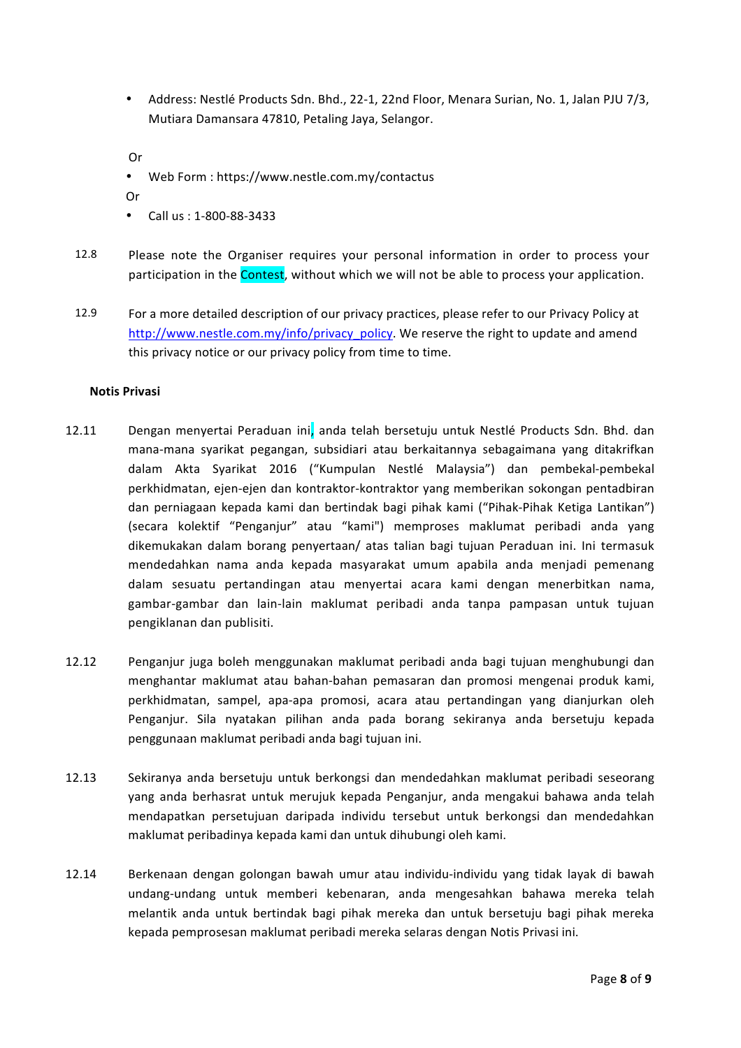- Address: Nestlé Products Sdn. Bhd., 22-1, 22nd Floor, Menara Surian, No. 1, Jalan PJU 7/3, Mutiara Damansara 47810, Petaling Jaya, Selangor.

Or

- Web Form : https://www.nestle.com.my/contactus

Or

- Call us : 1-800-88-3433

12.8 Please note the Organiser requires your personal information in order to process your participation in the Contest, without which we will not be able to process your application.

12.9 For a more detailed description of our privacy practices, please refer to our Privacy Policy at [http://www.nestle.com.my/info/privacy_policy](http://www.nestle.com.my/info/privacy_policy). We reserve the right to update and amend this privacy notice or our privacy policy from time to time.

**Notis Privasi**

12.11 Dengan menyertai Peraduan ini, anda telah bersetuju untuk Nestlé Products Sdn. Bhd. dan mana-mana syarikat pegangan, subsidiari atau berkaitannya sebagaimana yang ditakrifkan dalam Akta Syarikat 2016 ("Kumpulan Nestlé Malaysia") dan pembekal-pembekal perkhidmatan, ejen-ejen dan kontraktor-kontraktor yang memberikan sokongan pentadbiran dan perniagaan kepada kami dan bertindak bagi pihak kami ("Pihak-Pihak Ketiga Lantikan") (secara kolektif "Penganjur" atau "kami") memproses maklumat peribadi anda yang dikemukakan dalam borang penyertaan/ atas talian bagi tujuan Peraduan ini. Ini termasuk mendedahkan nama anda kepada masyarakat umum apabila anda menjadi pemenang dalam sesuatu pertandingan atau menyertai acara kami dengan menerbitkan nama, gambar-gambar dan lain-lain maklumat peribadi anda tanpa pampasan untuk tujuan pengiklanan dan publisiti.

12.12 Penganjur juga boleh menggunakan maklumat peribadi anda bagi tujuan menghubungi dan menghantar maklumat atau bahan-bahan pemasaran dan promosi mengenai produk kami, perkhidmatan, sampel, apa-apa promosi, acara atau pertandingan yang dianjurkan oleh Penganjur. Sila nyatakan pilihan anda pada borang sekiranya anda bersetuju kepada penggunaan maklumat peribadi anda bagi tujuan ini.

12.13 Sekiranya anda bersetuju untuk berkongsi dan mendedahkan maklumat peribadi seseorang yang anda berhasrat untuk merujuk kepada Penganjur, anda mengakui bahawa anda telah mendapatkan persetujuan daripada individu tersebut untuk berkongsi dan mendedahkan maklumat peribadinya kepada kami dan untuk dihubungi oleh kami.

12.14 Berkenaan dengan golongan bawah umur atau individu-individu yang tidak layak di bawah undang-undang untuk memberi kebenaran, anda mengesahkan bahawa mereka telah melantik anda untuk bertindak bagi pihak mereka dan untuk bersetuju bagi pihak mereka kepada pemprosesan maklumat peribadi mereka selaras dengan Notis Privasi ini.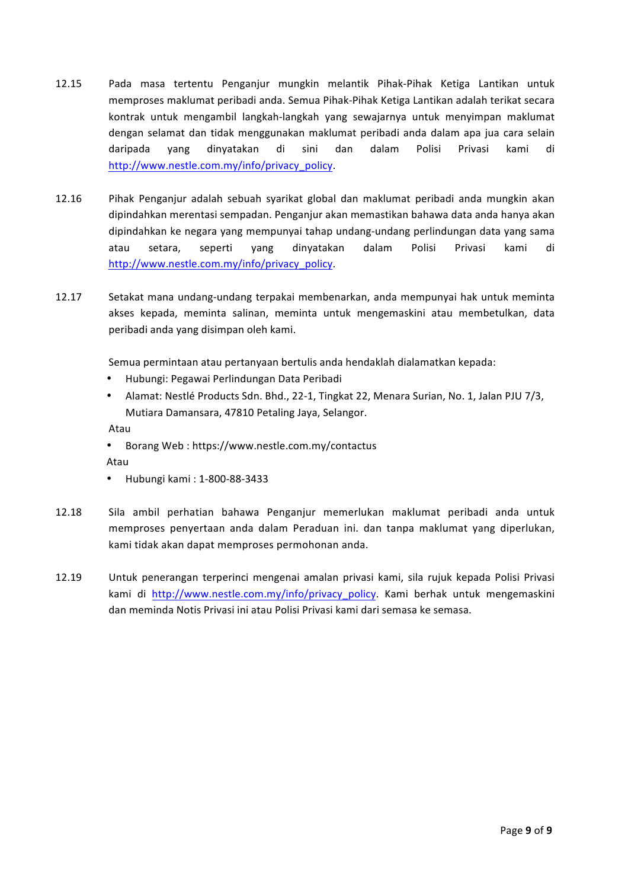12.15 Pada masa tertentu Penganjur mungkin melantik Pihak-Pihak Ketiga Lantikan untuk memproses maklumat peribadi anda. Semua Pihak-Pihak Ketiga Lantikan adalah terikat secara kontrak untuk mengambil langkah-langkah yang sewajarnya untuk menyimpan maklumat dengan selamat dan tidak menggunakan maklumat peribadi anda dalam apa jua cara selain daripada yang dinyatakan di sini dan dalam Polisi Privasi kami di http://www.nestle.com.my/info/privacy_policy.

12.16 Pihak Penganjur adalah sebuah syarikat global dan maklumat peribadi anda mungkin akan dipindahkan merentasi sempadan. Penganjur akan memastikan bahawa data anda hanya akan dipindahkan ke negara yang mempunyai tahap undang-undang perlindungan data yang sama atau setara, seperti yang dinyatakan dalam Polisi Privasi kami di http://www.nestle.com.my/info/privacy_policy.

12.17 Setakat mana undang-undang terpakai membenarkan, anda mempunyai hak untuk meminta akses kepada, meminta salinan, meminta untuk mengemaskini atau membetulkan, data peribadi anda yang disimpan oleh kami.

Semua permintaan atau pertanyaan bertulis anda hendaklah dialamatkan kepada:

- Hubungi: Pegawai Perlindungan Data Peribadi
- Alamat: Nestlé Products Sdn. Bhd., 22-1, Tingkat 22, Menara Surian, No. 1, Jalan PJU 7/3, Mutiara Damansara, 47810 Petaling Jaya, Selangor.

Atau

- Borang Web : https://www.nestle.com.my/contactus

Atau

- Hubungi kami : 1-800-88-3433

12.18 Sila ambil perhatian bahawa Penganjur memerlukan maklumat peribadi anda untuk memproses penyertaan anda dalam Peraduan ini. dan tanpa maklumat yang diperlukan, kami tidak akan dapat memproses permohonan anda.

12.19 Untuk penerangan terperinci mengenai amalan privasi kami, sila rujuk kepada Polisi Privasi kami di http://www.nestle.com.my/info/privacy_policy. Kami berhak untuk mengemaskini dan meminda Notis Privasi ini atau Polisi Privasi kami dari semasa ke semasa.